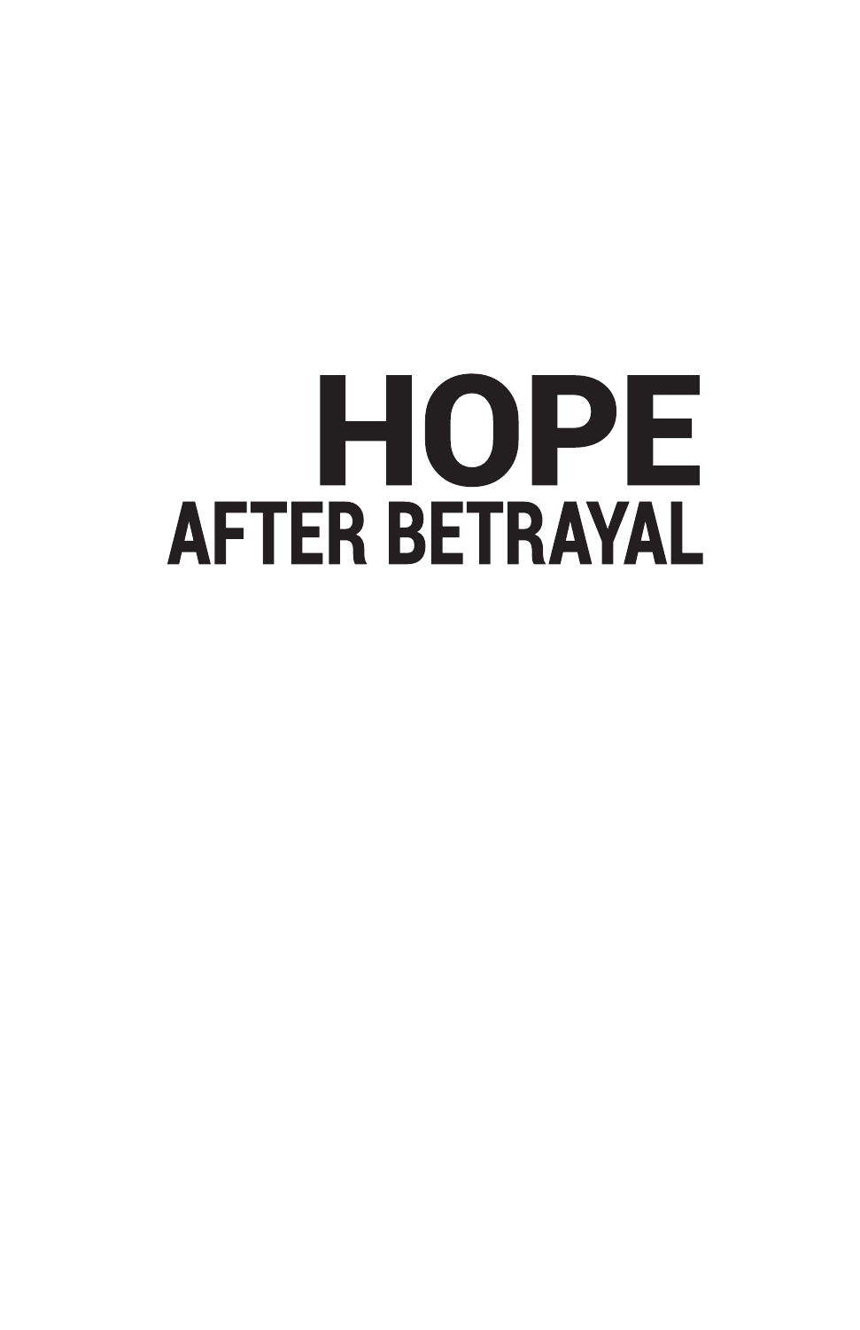# HOPE
## AFTER BETRAYAL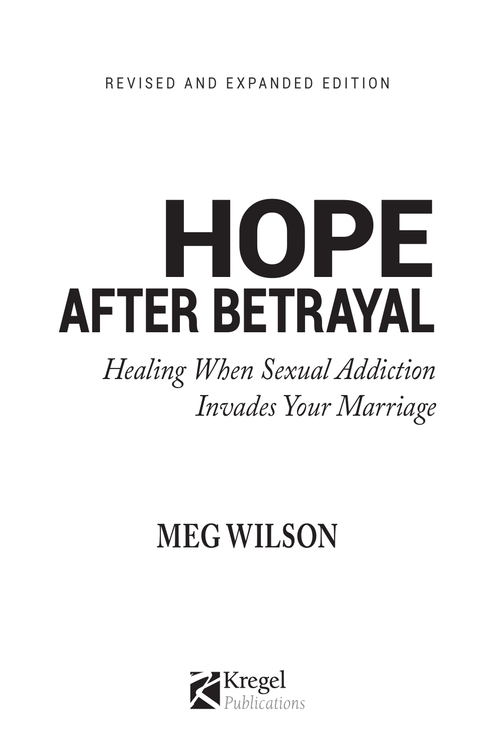REVISED AND EXPANDED EDITION

# HOPE
# AFTER BETRAYAL

*Healing When Sexual Addiction Invades Your Marriage*

**MEG WILSON**

Kregel Publications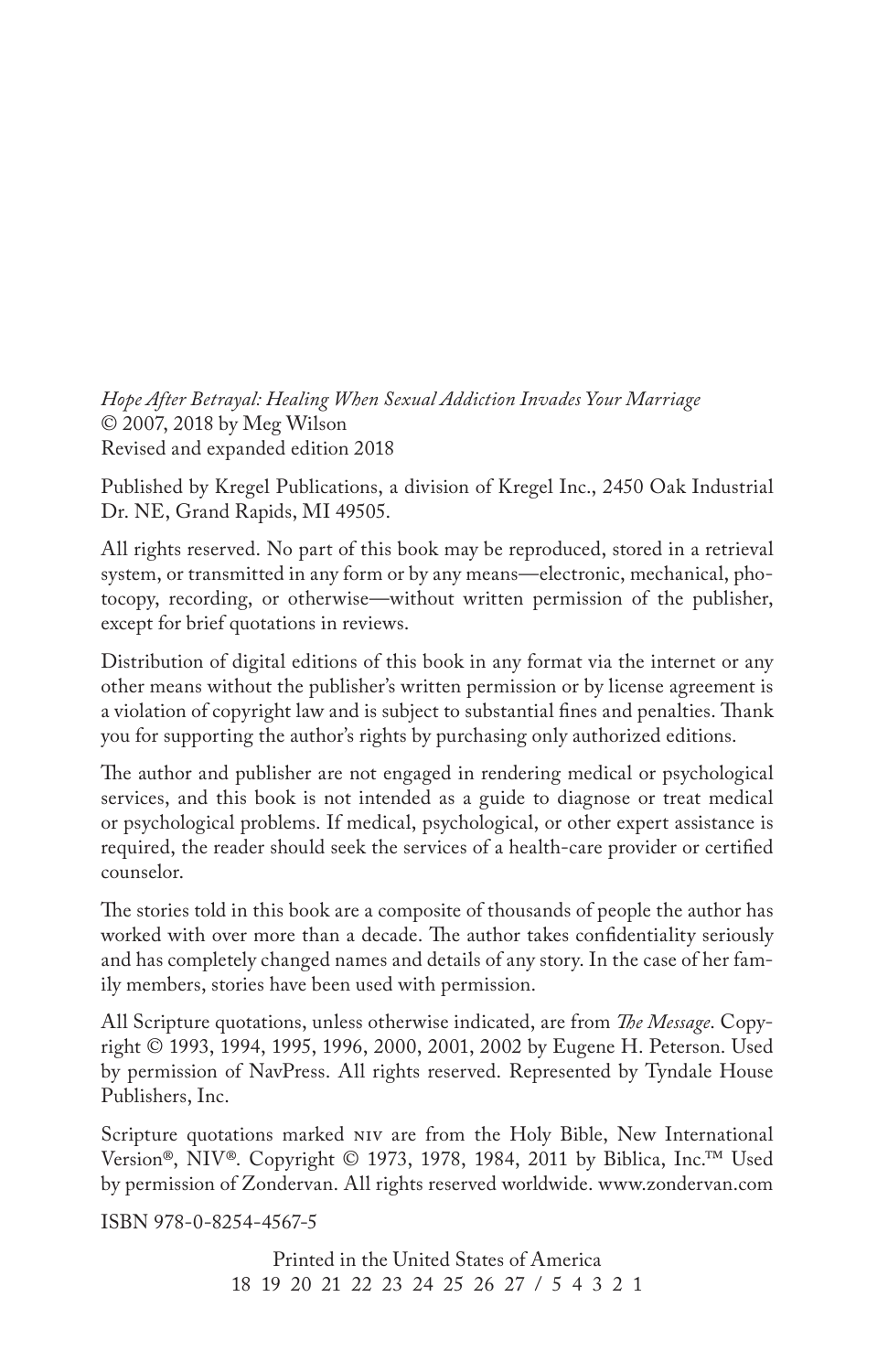*Hope After Betrayal: Healing When Sexual Addiction Invades Your Marriage*
© 2007, 2018 by Meg Wilson
Revised and expanded edition 2018

Published by Kregel Publications, a division of Kregel Inc., 2450 Oak Industrial Dr. NE, Grand Rapids, MI 49505.

All rights reserved. No part of this book may be reproduced, stored in a retrieval system, or transmitted in any form or by any means—electronic, mechanical, photocopy, recording, or otherwise—without written permission of the publisher, except for brief quotations in reviews.

Distribution of digital editions of this book in any format via the internet or any other means without the publisher's written permission or by license agreement is a violation of copyright law and is subject to substantial fines and penalties. Thank you for supporting the author's rights by purchasing only authorized editions.

The author and publisher are not engaged in rendering medical or psychological services, and this book is not intended as a guide to diagnose or treat medical or psychological problems. If medical, psychological, or other expert assistance is required, the reader should seek the services of a health-care provider or certified counselor.

The stories told in this book are a composite of thousands of people the author has worked with over more than a decade. The author takes confidentiality seriously and has completely changed names and details of any story. In the case of her family members, stories have been used with permission.

All Scripture quotations, unless otherwise indicated, are from *The Message*. Copyright © 1993, 1994, 1995, 1996, 2000, 2001, 2002 by Eugene H. Peterson. Used by permission of NavPress. All rights reserved. Represented by Tyndale House Publishers, Inc.

Scripture quotations marked NIV are from the Holy Bible, New International Version®, NIV®. Copyright © 1973, 1978, 1984, 2011 by Biblica, Inc.™ Used by permission of Zondervan. All rights reserved worldwide. www.zondervan.com

ISBN 978-0-8254-4567-5

Printed in the United States of America
18 19 20 21 22 23 24 25 26 27 / 5 4 3 2 1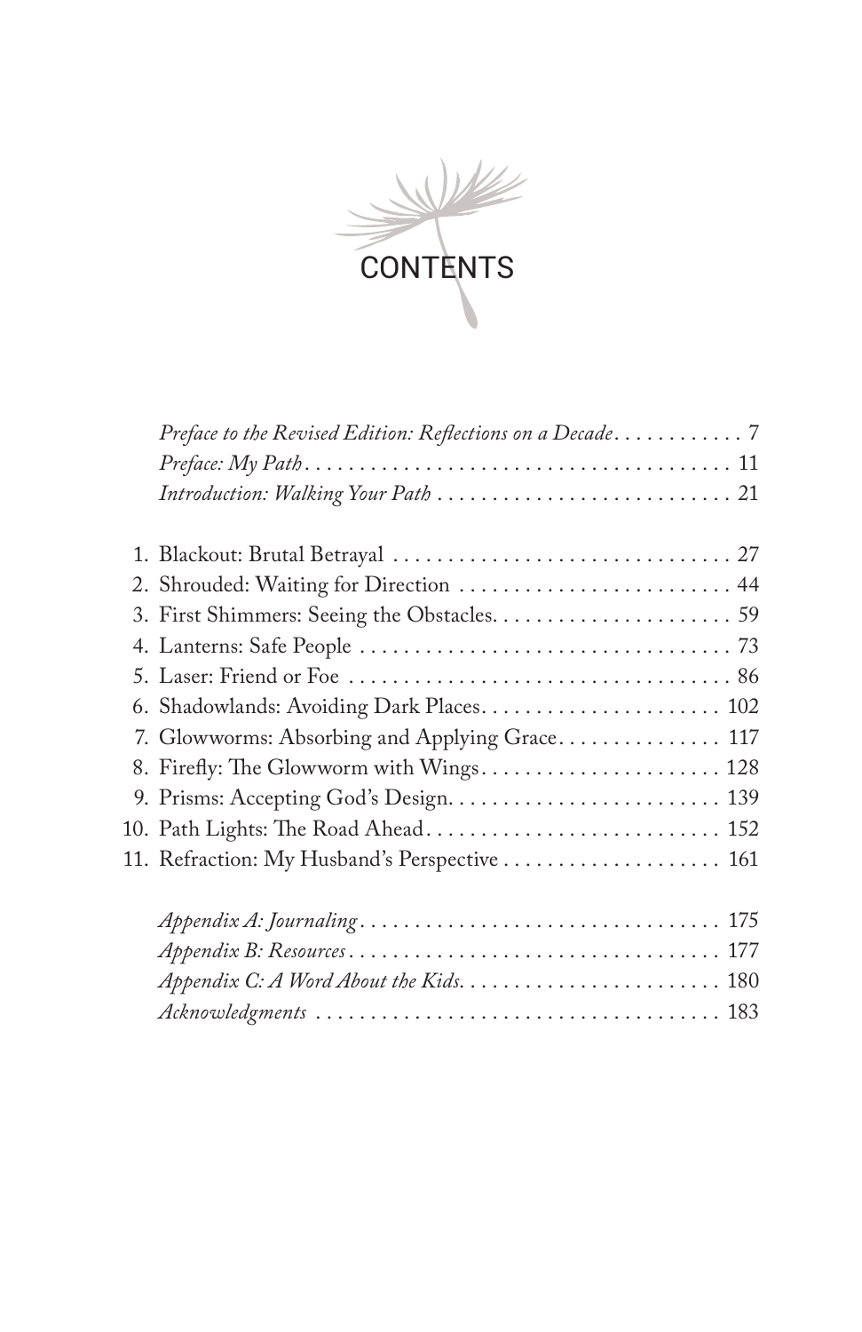# CONTENTS

*Preface to the Revised Edition: Reflections on a Decade* . . . . . . . . . . . . 7
*Preface: My Path* . . . . . . . . . . . . . . . . . . . . . . . . . . . . . . . . . . . . . . . . 11
*Introduction: Walking Your Path* . . . . . . . . . . . . . . . . . . . . . . . . . . . . 21

1. Blackout: Brutal Betrayal . . . . . . . . . . . . . . . . . . . . . . . . . . . . . . . . 27
2. Shrouded: Waiting for Direction . . . . . . . . . . . . . . . . . . . . . . . . . . 44
3. First Shimmers: Seeing the Obstacles. . . . . . . . . . . . . . . . . . . . . . . 59
4. Lanterns: Safe People . . . . . . . . . . . . . . . . . . . . . . . . . . . . . . . . . . . 73
5. Laser: Friend or Foe . . . . . . . . . . . . . . . . . . . . . . . . . . . . . . . . . . . . 86
6. Shadowlands: Avoiding Dark Places. . . . . . . . . . . . . . . . . . . . . . 102
7. Glowworms: Absorbing and Applying Grace. . . . . . . . . . . . . . . 117
8. Firefly: The Glowworm with Wings. . . . . . . . . . . . . . . . . . . . . . 128
9. Prisms: Accepting God's Design. . . . . . . . . . . . . . . . . . . . . . . . . 139
10. Path Lights: The Road Ahead. . . . . . . . . . . . . . . . . . . . . . . . . . . 152
11. Refraction: My Husband's Perspective . . . . . . . . . . . . . . . . . . . . 161

*Appendix A: Journaling* . . . . . . . . . . . . . . . . . . . . . . . . . . . . . . . . . . 175
*Appendix B: Resources* . . . . . . . . . . . . . . . . . . . . . . . . . . . . . . . . . . 177
*Appendix C: A Word About the Kids*. . . . . . . . . . . . . . . . . . . . . . . . 180
*Acknowledgments* . . . . . . . . . . . . . . . . . . . . . . . . . . . . . . . . . . . . . 183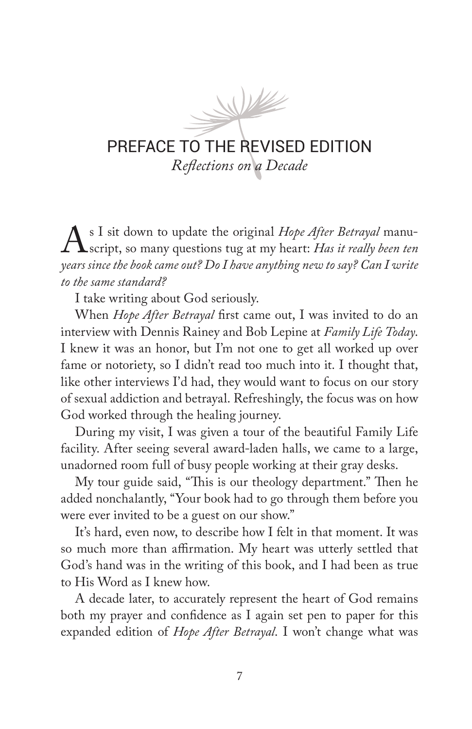# PREFACE TO THE REVISED EDITION

*Reflections on a Decade*

As I sit down to update the original *Hope After Betrayal* manuscript, so many questions tug at my heart: *Has it really been ten years since the book came out? Do I have anything new to say? Can I write to the same standard?*

I take writing about God seriously.

When *Hope After Betrayal* first came out, I was invited to do an interview with Dennis Rainey and Bob Lepine at *Family Life Today*. I knew it was an honor, but I'm not one to get all worked up over fame or notoriety, so I didn't read too much into it. I thought that, like other interviews I'd had, they would want to focus on our story of sexual addiction and betrayal. Refreshingly, the focus was on how God worked through the healing journey.

During my visit, I was given a tour of the beautiful Family Life facility. After seeing several award-laden halls, we came to a large, unadorned room full of busy people working at their gray desks.

My tour guide said, "This is our theology department." Then he added nonchalantly, "Your book had to go through them before you were ever invited to be a guest on our show."

It's hard, even now, to describe how I felt in that moment. It was so much more than affirmation. My heart was utterly settled that God's hand was in the writing of this book, and I had been as true to His Word as I knew how.

A decade later, to accurately represent the heart of God remains both my prayer and confidence as I again set pen to paper for this expanded edition of *Hope After Betrayal*. I won't change what was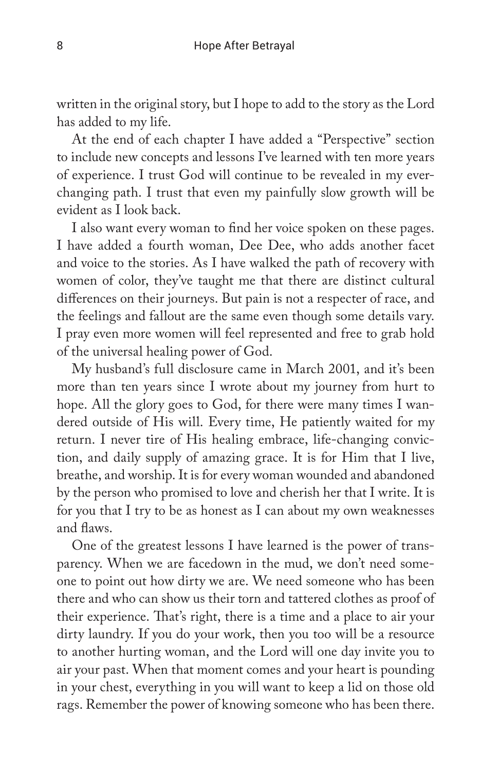written in the original story, but I hope to add to the story as the Lord has added to my life.

At the end of each chapter I have added a "Perspective" section to include new concepts and lessons I've learned with ten more years of experience. I trust God will continue to be revealed in my ever-changing path. I trust that even my painfully slow growth will be evident as I look back.

I also want every woman to find her voice spoken on these pages. I have added a fourth woman, Dee Dee, who adds another facet and voice to the stories. As I have walked the path of recovery with women of color, they've taught me that there are distinct cultural differences on their journeys. But pain is not a respecter of race, and the feelings and fallout are the same even though some details vary. I pray even more women will feel represented and free to grab hold of the universal healing power of God.

My husband's full disclosure came in March 2001, and it's been more than ten years since I wrote about my journey from hurt to hope. All the glory goes to God, for there were many times I wandered outside of His will. Every time, He patiently waited for my return. I never tire of His healing embrace, life-changing conviction, and daily supply of amazing grace. It is for Him that I live, breathe, and worship. It is for every woman wounded and abandoned by the person who promised to love and cherish her that I write. It is for you that I try to be as honest as I can about my own weaknesses and flaws.

One of the greatest lessons I have learned is the power of transparency. When we are facedown in the mud, we don't need someone to point out how dirty we are. We need someone who has been there and who can show us their torn and tattered clothes as proof of their experience. That's right, there is a time and a place to air your dirty laundry. If you do your work, then you too will be a resource to another hurting woman, and the Lord will one day invite you to air your past. When that moment comes and your heart is pounding in your chest, everything in you will want to keep a lid on those old rags. Remember the power of knowing someone who has been there.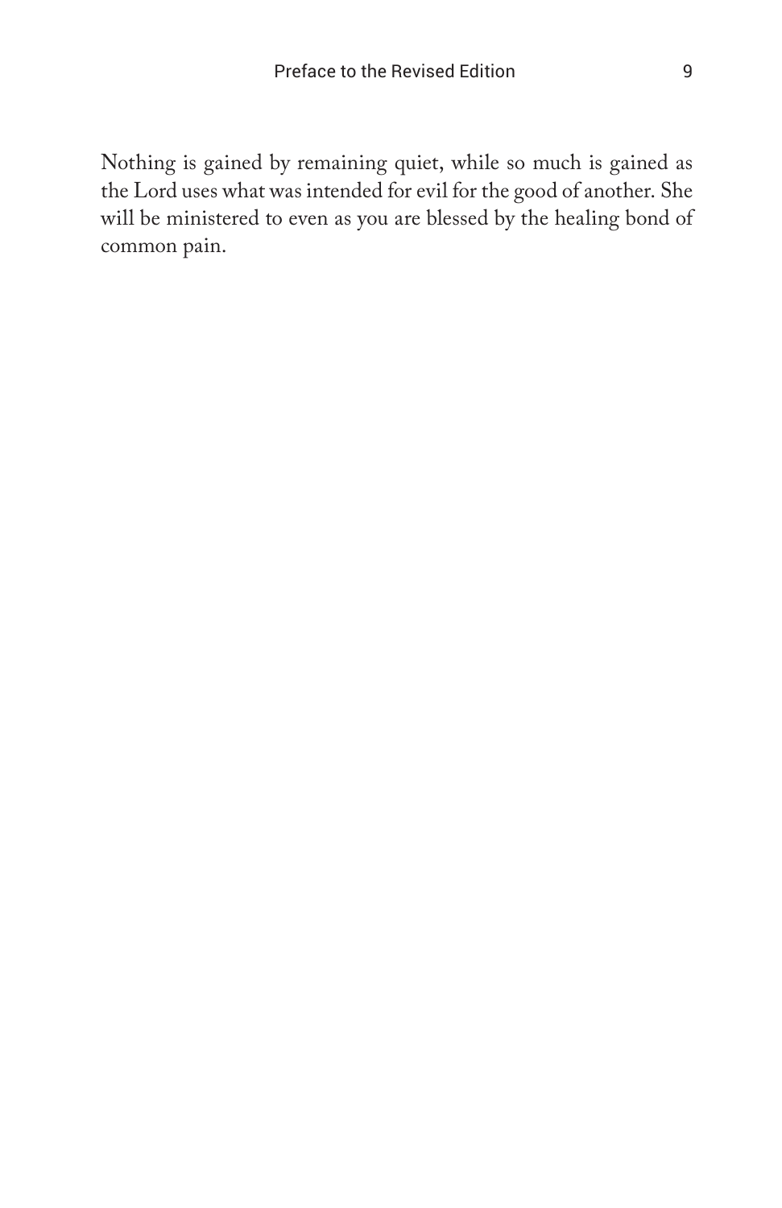Nothing is gained by remaining quiet, while so much is gained as the Lord uses what was intended for evil for the good of another. She will be ministered to even as you are blessed by the healing bond of common pain.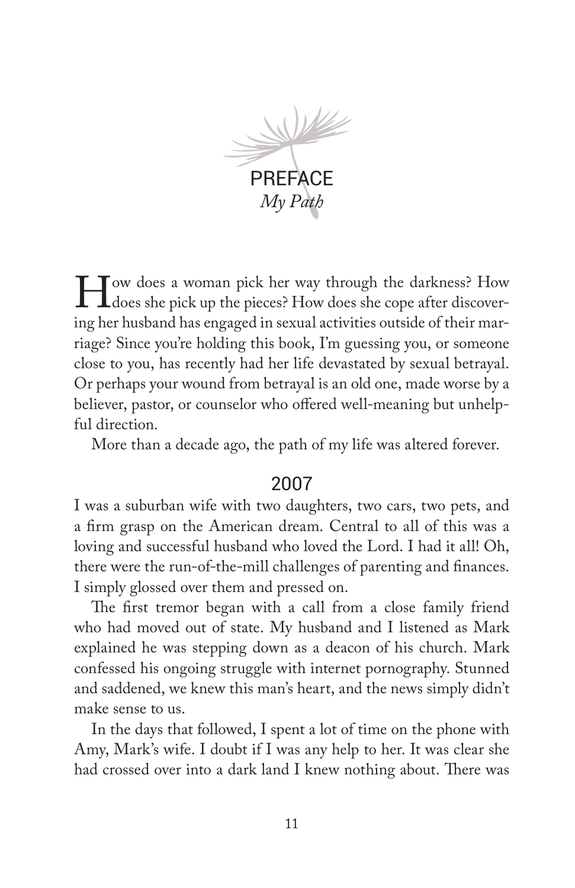# PREFACE

## *My Path*

How does a woman pick her way through the darkness? How does she pick up the pieces? How does she cope after discovering her husband has engaged in sexual activities outside of their marriage? Since you're holding this book, I'm guessing you, or someone close to you, has recently had her life devastated by sexual betrayal. Or perhaps your wound from betrayal is an old one, made worse by a believer, pastor, or counselor who offered well-meaning but unhelpful direction.

More than a decade ago, the path of my life was altered forever.

### 2007

I was a suburban wife with two daughters, two cars, two pets, and a firm grasp on the American dream. Central to all of this was a loving and successful husband who loved the Lord. I had it all! Oh, there were the run-of-the-mill challenges of parenting and finances. I simply glossed over them and pressed on.

The first tremor began with a call from a close family friend who had moved out of state. My husband and I listened as Mark explained he was stepping down as a deacon of his church. Mark confessed his ongoing struggle with internet pornography. Stunned and saddened, we knew this man's heart, and the news simply didn't make sense to us.

In the days that followed, I spent a lot of time on the phone with Amy, Mark's wife. I doubt if I was any help to her. It was clear she had crossed over into a dark land I knew nothing about. There was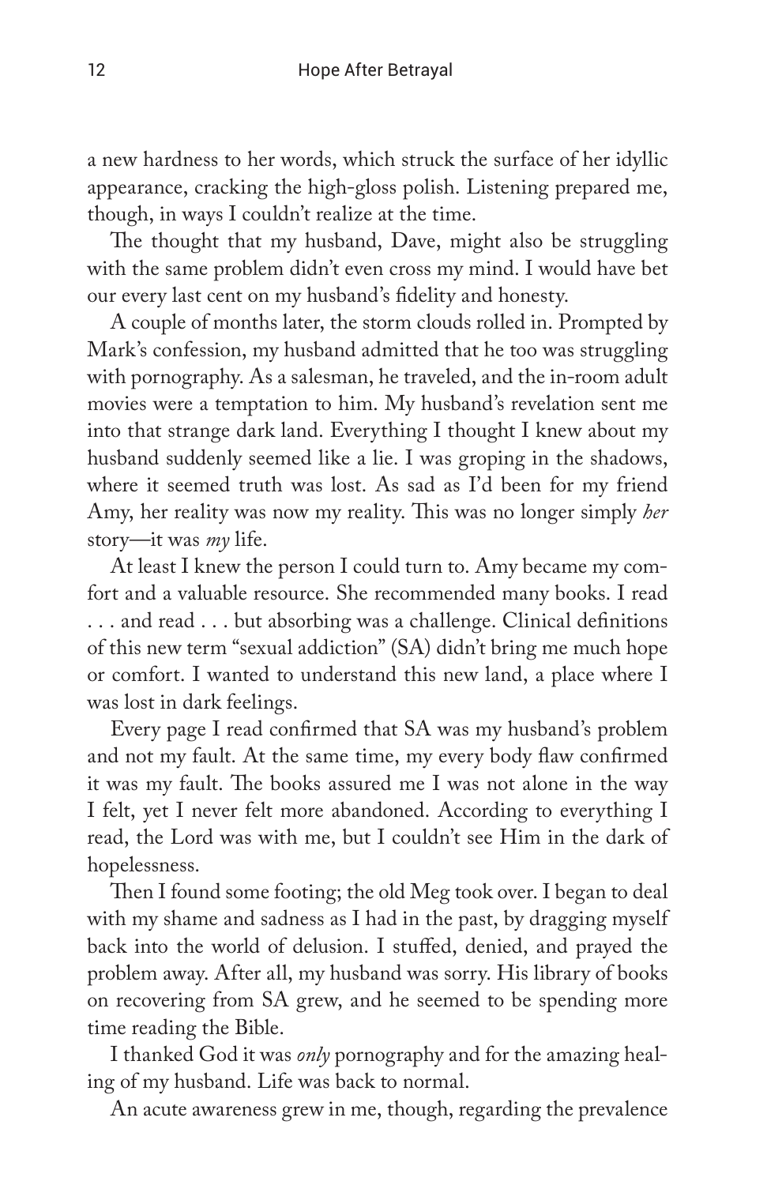a new hardness to her words, which struck the surface of her idyllic appearance, cracking the high-gloss polish. Listening prepared me, though, in ways I couldn't realize at the time.

The thought that my husband, Dave, might also be struggling with the same problem didn't even cross my mind. I would have bet our every last cent on my husband's fidelity and honesty.

A couple of months later, the storm clouds rolled in. Prompted by Mark's confession, my husband admitted that he too was struggling with pornography. As a salesman, he traveled, and the in-room adult movies were a temptation to him. My husband's revelation sent me into that strange dark land. Everything I thought I knew about my husband suddenly seemed like a lie. I was groping in the shadows, where it seemed truth was lost. As sad as I'd been for my friend Amy, her reality was now my reality. This was no longer simply *her* story—it was *my* life.

At least I knew the person I could turn to. Amy became my comfort and a valuable resource. She recommended many books. I read . . . and read . . . but absorbing was a challenge. Clinical definitions of this new term "sexual addiction" (SA) didn't bring me much hope or comfort. I wanted to understand this new land, a place where I was lost in dark feelings.

Every page I read confirmed that SA was my husband's problem and not my fault. At the same time, my every body flaw confirmed it was my fault. The books assured me I was not alone in the way I felt, yet I never felt more abandoned. According to everything I read, the Lord was with me, but I couldn't see Him in the dark of hopelessness.

Then I found some footing; the old Meg took over. I began to deal with my shame and sadness as I had in the past, by dragging myself back into the world of delusion. I stuffed, denied, and prayed the problem away. After all, my husband was sorry. His library of books on recovering from SA grew, and he seemed to be spending more time reading the Bible.

I thanked God it was *only* pornography and for the amazing healing of my husband. Life was back to normal.

An acute awareness grew in me, though, regarding the prevalence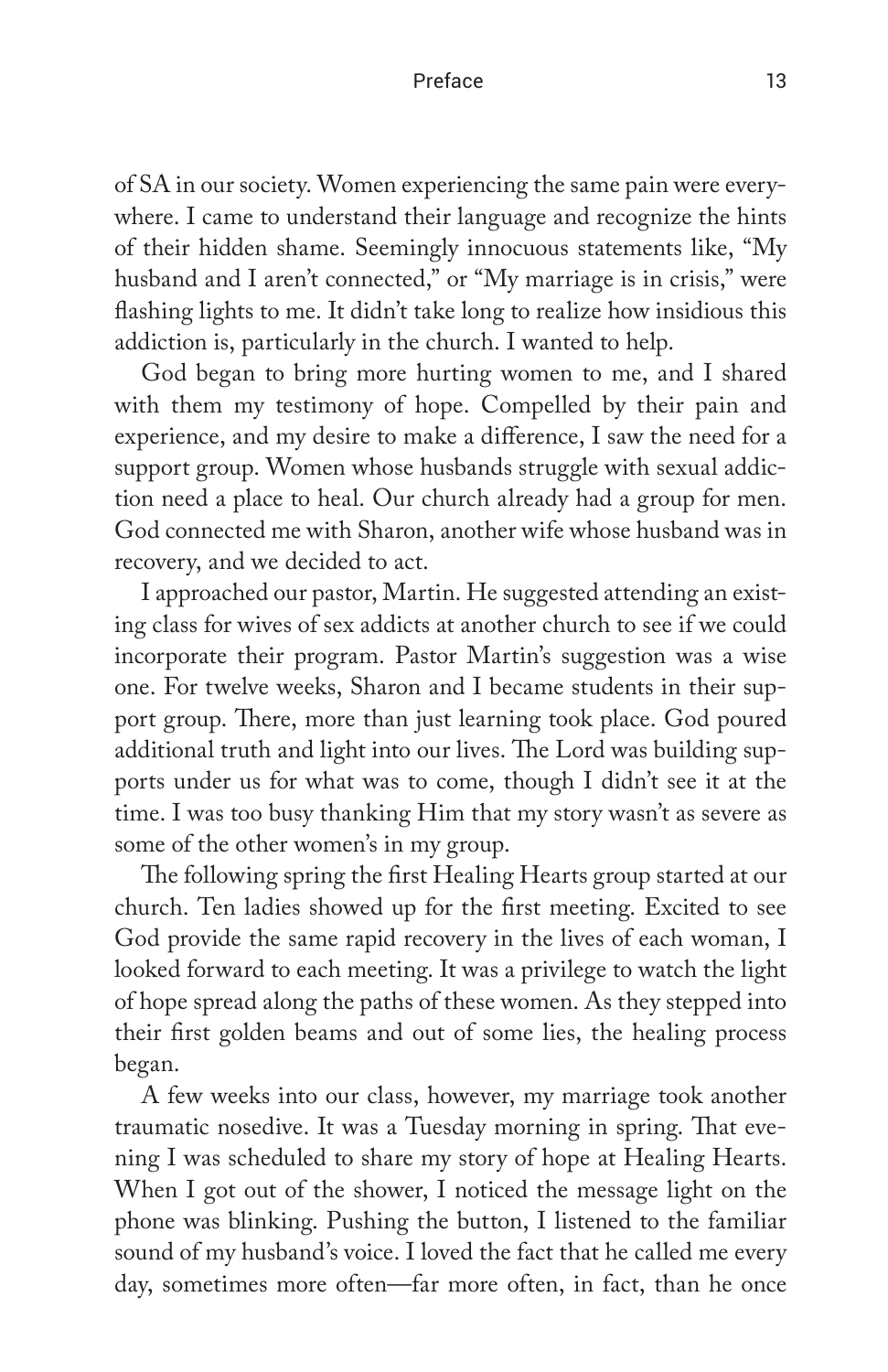of SA in our society. Women experiencing the same pain were everywhere. I came to understand their language and recognize the hints of their hidden shame. Seemingly innocuous statements like, "My husband and I aren't connected," or "My marriage is in crisis," were flashing lights to me. It didn't take long to realize how insidious this addiction is, particularly in the church. I wanted to help.

God began to bring more hurting women to me, and I shared with them my testimony of hope. Compelled by their pain and experience, and my desire to make a difference, I saw the need for a support group. Women whose husbands struggle with sexual addiction need a place to heal. Our church already had a group for men. God connected me with Sharon, another wife whose husband was in recovery, and we decided to act.

I approached our pastor, Martin. He suggested attending an existing class for wives of sex addicts at another church to see if we could incorporate their program. Pastor Martin's suggestion was a wise one. For twelve weeks, Sharon and I became students in their support group. There, more than just learning took place. God poured additional truth and light into our lives. The Lord was building supports under us for what was to come, though I didn't see it at the time. I was too busy thanking Him that my story wasn't as severe as some of the other women's in my group.

The following spring the first Healing Hearts group started at our church. Ten ladies showed up for the first meeting. Excited to see God provide the same rapid recovery in the lives of each woman, I looked forward to each meeting. It was a privilege to watch the light of hope spread along the paths of these women. As they stepped into their first golden beams and out of some lies, the healing process began.

A few weeks into our class, however, my marriage took another traumatic nosedive. It was a Tuesday morning in spring. That evening I was scheduled to share my story of hope at Healing Hearts. When I got out of the shower, I noticed the message light on the phone was blinking. Pushing the button, I listened to the familiar sound of my husband's voice. I loved the fact that he called me every day, sometimes more often—far more often, in fact, than he once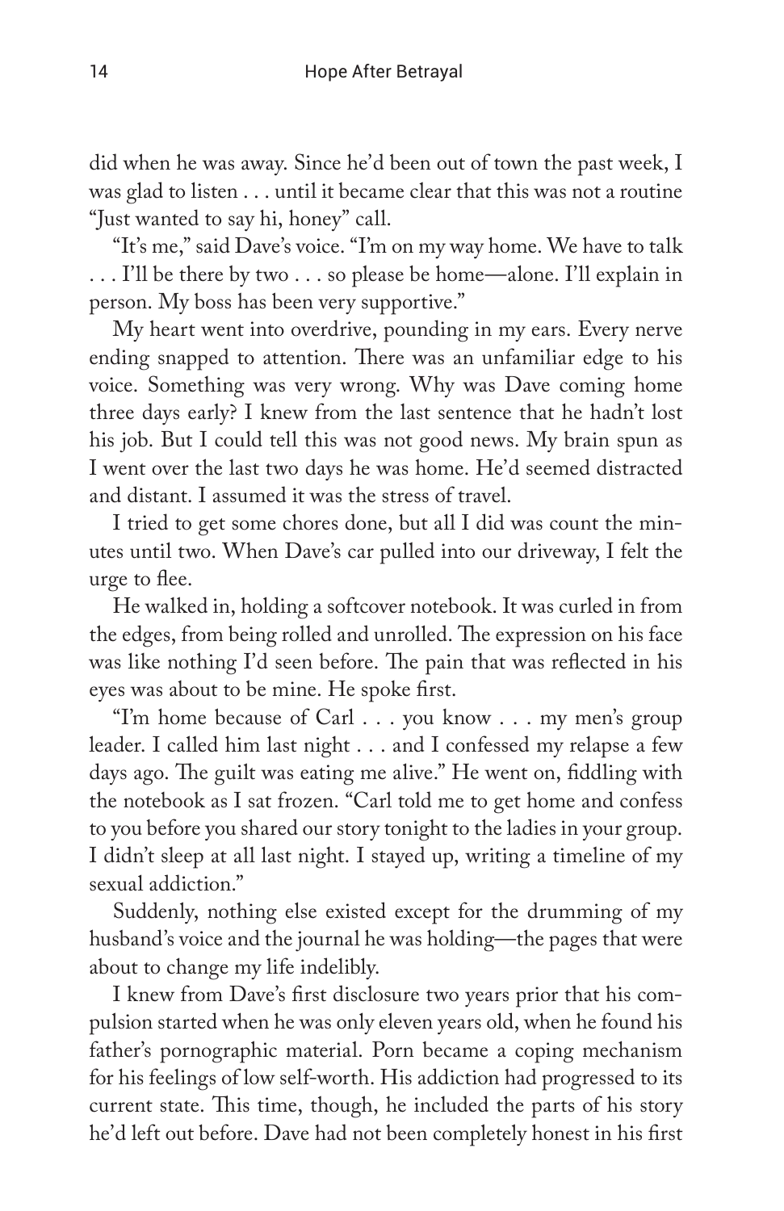did when he was away. Since he'd been out of town the past week, I was glad to listen . . . until it became clear that this was not a routine "Just wanted to say hi, honey" call.

"It's me," said Dave's voice. "I'm on my way home. We have to talk . . . I'll be there by two . . . so please be home—alone. I'll explain in person. My boss has been very supportive."

My heart went into overdrive, pounding in my ears. Every nerve ending snapped to attention. There was an unfamiliar edge to his voice. Something was very wrong. Why was Dave coming home three days early? I knew from the last sentence that he hadn't lost his job. But I could tell this was not good news. My brain spun as I went over the last two days he was home. He'd seemed distracted and distant. I assumed it was the stress of travel.

I tried to get some chores done, but all I did was count the minutes until two. When Dave's car pulled into our driveway, I felt the urge to flee.

He walked in, holding a softcover notebook. It was curled in from the edges, from being rolled and unrolled. The expression on his face was like nothing I'd seen before. The pain that was reflected in his eyes was about to be mine. He spoke first.

"I'm home because of Carl . . . you know . . . my men's group leader. I called him last night . . . and I confessed my relapse a few days ago. The guilt was eating me alive." He went on, fiddling with the notebook as I sat frozen. "Carl told me to get home and confess to you before you shared our story tonight to the ladies in your group. I didn't sleep at all last night. I stayed up, writing a timeline of my sexual addiction."

Suddenly, nothing else existed except for the drumming of my husband's voice and the journal he was holding—the pages that were about to change my life indelibly.

I knew from Dave's first disclosure two years prior that his compulsion started when he was only eleven years old, when he found his father's pornographic material. Porn became a coping mechanism for his feelings of low self-worth. His addiction had progressed to its current state. This time, though, he included the parts of his story he'd left out before. Dave had not been completely honest in his first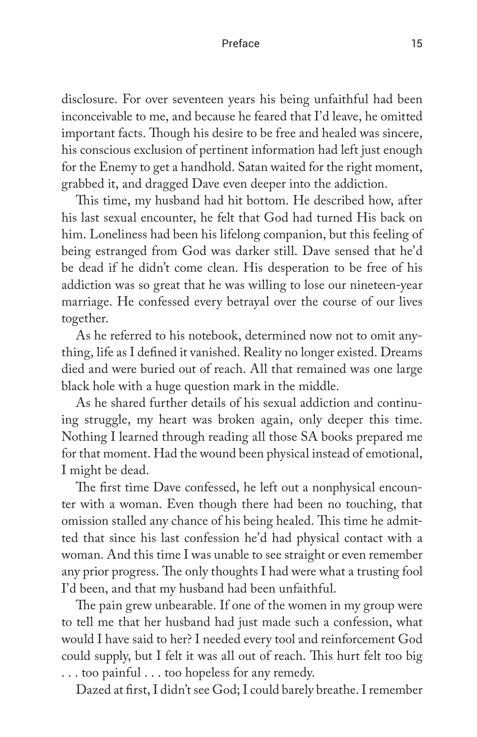disclosure. For over seventeen years his being unfaithful had been inconceivable to me, and because he feared that I'd leave, he omitted important facts. Though his desire to be free and healed was sincere, his conscious exclusion of pertinent information had left just enough for the Enemy to get a handhold. Satan waited for the right moment, grabbed it, and dragged Dave even deeper into the addiction.

This time, my husband had hit bottom. He described how, after his last sexual encounter, he felt that God had turned His back on him. Loneliness had been his lifelong companion, but this feeling of being estranged from God was darker still. Dave sensed that he'd be dead if he didn't come clean. His desperation to be free of his addiction was so great that he was willing to lose our nineteen-year marriage. He confessed every betrayal over the course of our lives together.

As he referred to his notebook, determined now not to omit anything, life as I defined it vanished. Reality no longer existed. Dreams died and were buried out of reach. All that remained was one large black hole with a huge question mark in the middle.

As he shared further details of his sexual addiction and continuing struggle, my heart was broken again, only deeper this time. Nothing I learned through reading all those SA books prepared me for that moment. Had the wound been physical instead of emotional, I might be dead.

The first time Dave confessed, he left out a nonphysical encounter with a woman. Even though there had been no touching, that omission stalled any chance of his being healed. This time he admitted that since his last confession he'd had physical contact with a woman. And this time I was unable to see straight or even remember any prior progress. The only thoughts I had were what a trusting fool I'd been, and that my husband had been unfaithful.

The pain grew unbearable. If one of the women in my group were to tell me that her husband had just made such a confession, what would I have said to her? I needed every tool and reinforcement God could supply, but I felt it was all out of reach. This hurt felt too big . . . too painful . . . too hopeless for any remedy.

Dazed at first, I didn't see God; I could barely breathe. I remember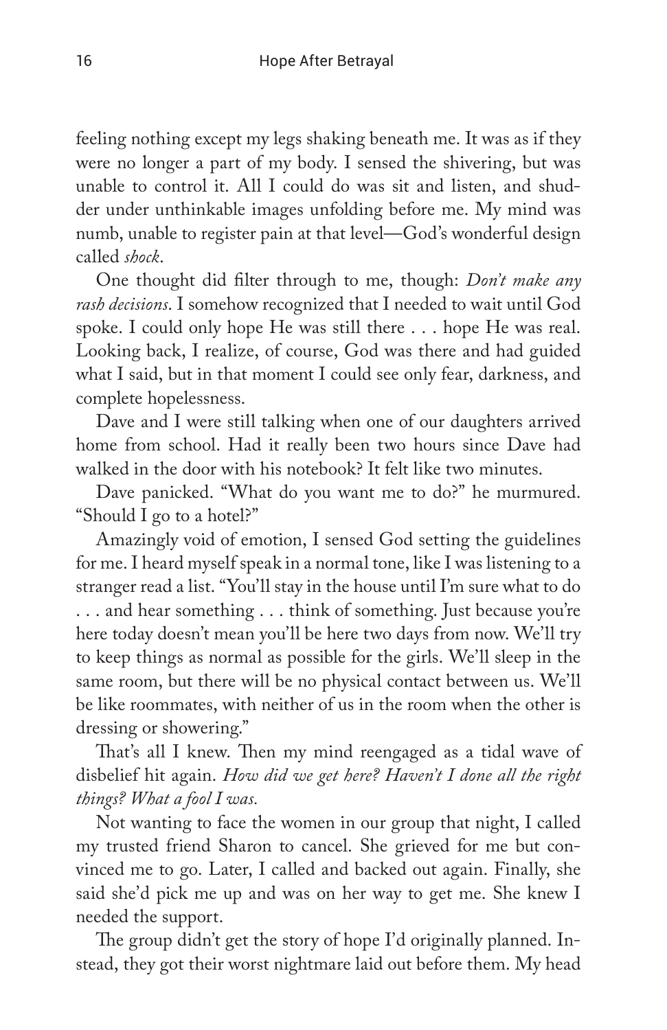feeling nothing except my legs shaking beneath me. It was as if they were no longer a part of my body. I sensed the shivering, but was unable to control it. All I could do was sit and listen, and shudder under unthinkable images unfolding before me. My mind was numb, unable to register pain at that level—God's wonderful design called *shock*.

One thought did filter through to me, though: *Don't make any rash decisions*. I somehow recognized that I needed to wait until God spoke. I could only hope He was still there . . . hope He was real. Looking back, I realize, of course, God was there and had guided what I said, but in that moment I could see only fear, darkness, and complete hopelessness.

Dave and I were still talking when one of our daughters arrived home from school. Had it really been two hours since Dave had walked in the door with his notebook? It felt like two minutes.

Dave panicked. "What do you want me to do?" he murmured. "Should I go to a hotel?"

Amazingly void of emotion, I sensed God setting the guidelines for me. I heard myself speak in a normal tone, like I was listening to a stranger read a list. "You'll stay in the house until I'm sure what to do . . . and hear something . . . think of something. Just because you're here today doesn't mean you'll be here two days from now. We'll try to keep things as normal as possible for the girls. We'll sleep in the same room, but there will be no physical contact between us. We'll be like roommates, with neither of us in the room when the other is dressing or showering."

That's all I knew. Then my mind reengaged as a tidal wave of disbelief hit again. *How did we get here? Haven't I done all the right things? What a fool I was.*

Not wanting to face the women in our group that night, I called my trusted friend Sharon to cancel. She grieved for me but convinced me to go. Later, I called and backed out again. Finally, she said she'd pick me up and was on her way to get me. She knew I needed the support.

The group didn't get the story of hope I'd originally planned. Instead, they got their worst nightmare laid out before them. My head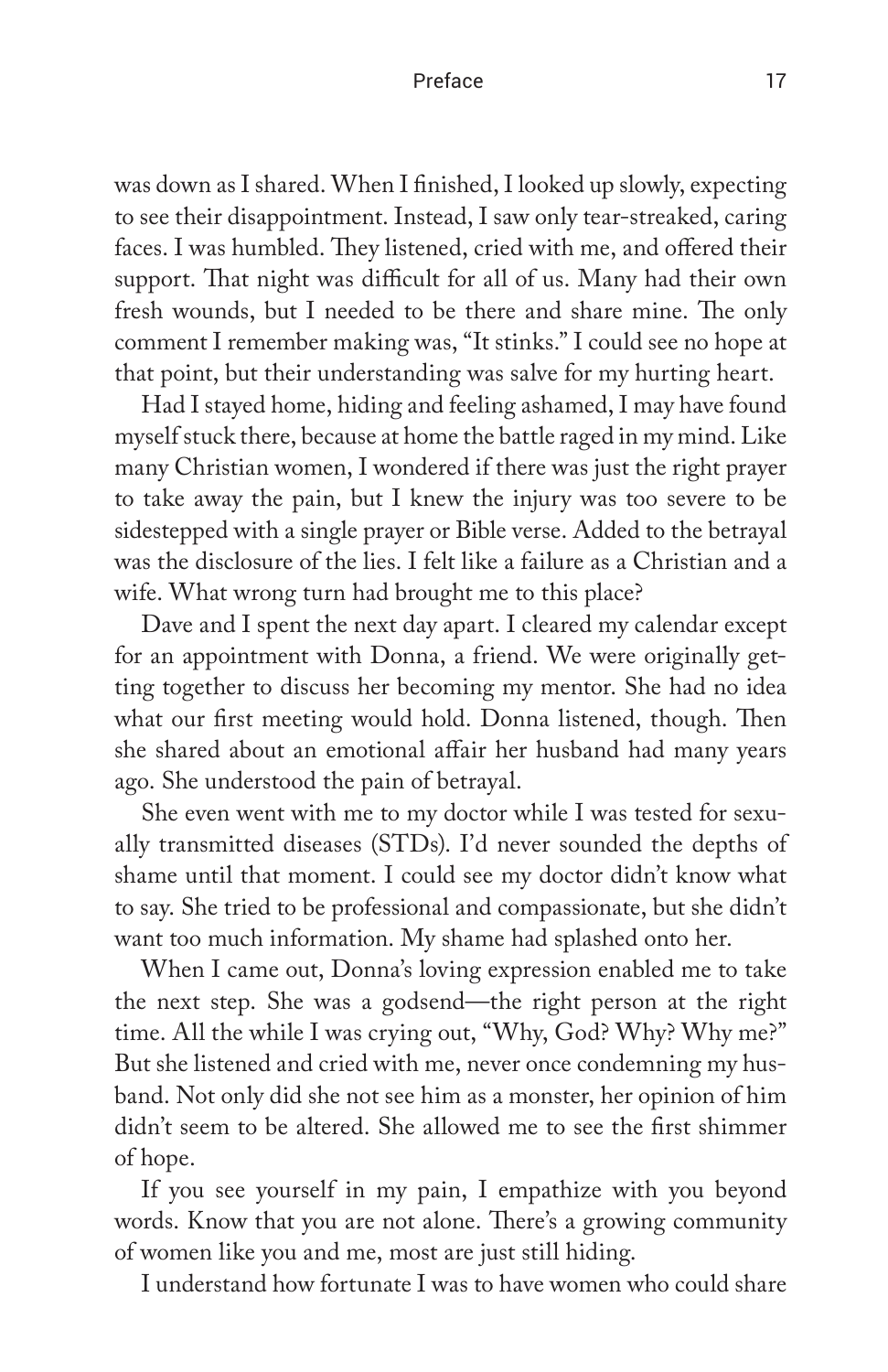was down as I shared. When I finished, I looked up slowly, expecting to see their disappointment. Instead, I saw only tear-streaked, caring faces. I was humbled. They listened, cried with me, and offered their support. That night was difficult for all of us. Many had their own fresh wounds, but I needed to be there and share mine. The only comment I remember making was, "It stinks." I could see no hope at that point, but their understanding was salve for my hurting heart.

Had I stayed home, hiding and feeling ashamed, I may have found myself stuck there, because at home the battle raged in my mind. Like many Christian women, I wondered if there was just the right prayer to take away the pain, but I knew the injury was too severe to be sidestepped with a single prayer or Bible verse. Added to the betrayal was the disclosure of the lies. I felt like a failure as a Christian and a wife. What wrong turn had brought me to this place?

Dave and I spent the next day apart. I cleared my calendar except for an appointment with Donna, a friend. We were originally getting together to discuss her becoming my mentor. She had no idea what our first meeting would hold. Donna listened, though. Then she shared about an emotional affair her husband had many years ago. She understood the pain of betrayal.

She even went with me to my doctor while I was tested for sexually transmitted diseases (STDs). I'd never sounded the depths of shame until that moment. I could see my doctor didn't know what to say. She tried to be professional and compassionate, but she didn't want too much information. My shame had splashed onto her.

When I came out, Donna's loving expression enabled me to take the next step. She was a godsend—the right person at the right time. All the while I was crying out, "Why, God? Why? Why me?" But she listened and cried with me, never once condemning my husband. Not only did she not see him as a monster, her opinion of him didn't seem to be altered. She allowed me to see the first shimmer of hope.

If you see yourself in my pain, I empathize with you beyond words. Know that you are not alone. There's a growing community of women like you and me, most are just still hiding.

I understand how fortunate I was to have women who could share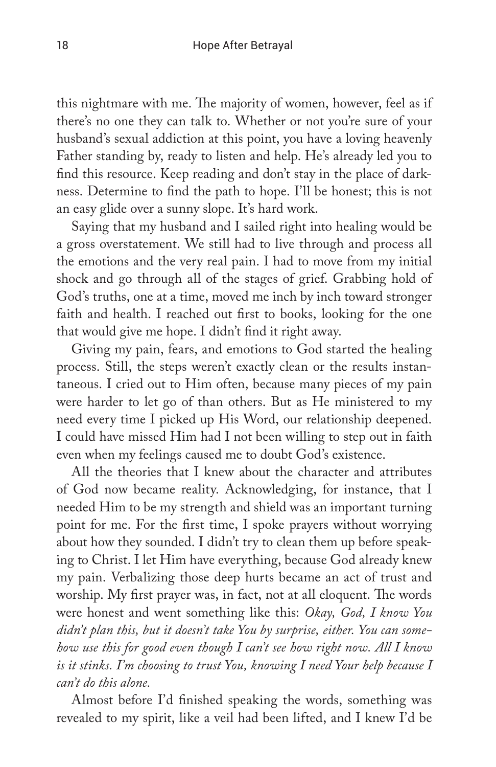this nightmare with me. The majority of women, however, feel as if there's no one they can talk to. Whether or not you're sure of your husband's sexual addiction at this point, you have a loving heavenly Father standing by, ready to listen and help. He's already led you to find this resource. Keep reading and don't stay in the place of darkness. Determine to find the path to hope. I'll be honest; this is not an easy glide over a sunny slope. It's hard work.

Saying that my husband and I sailed right into healing would be a gross overstatement. We still had to live through and process all the emotions and the very real pain. I had to move from my initial shock and go through all of the stages of grief. Grabbing hold of God's truths, one at a time, moved me inch by inch toward stronger faith and health. I reached out first to books, looking for the one that would give me hope. I didn't find it right away.

Giving my pain, fears, and emotions to God started the healing process. Still, the steps weren't exactly clean or the results instantaneous. I cried out to Him often, because many pieces of my pain were harder to let go of than others. But as He ministered to my need every time I picked up His Word, our relationship deepened. I could have missed Him had I not been willing to step out in faith even when my feelings caused me to doubt God's existence.

All the theories that I knew about the character and attributes of God now became reality. Acknowledging, for instance, that I needed Him to be my strength and shield was an important turning point for me. For the first time, I spoke prayers without worrying about how they sounded. I didn't try to clean them up before speaking to Christ. I let Him have everything, because God already knew my pain. Verbalizing those deep hurts became an act of trust and worship. My first prayer was, in fact, not at all eloquent. The words were honest and went something like this: *Okay, God, I know You didn't plan this, but it doesn't take You by surprise, either. You can somehow use this for good even though I can't see how right now. All I know is it stinks. I'm choosing to trust You, knowing I need Your help because I can't do this alone.*

Almost before I'd finished speaking the words, something was revealed to my spirit, like a veil had been lifted, and I knew I'd be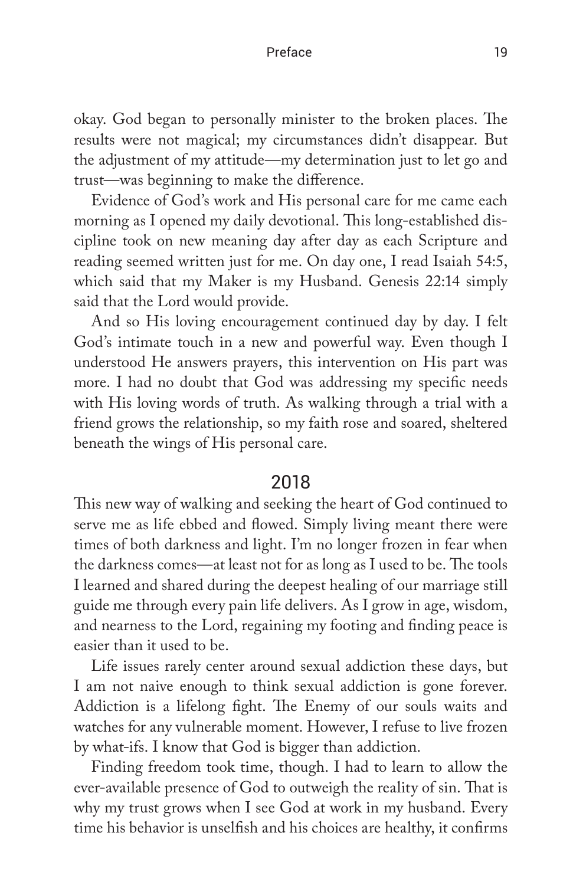okay. God began to personally minister to the broken places. The results were not magical; my circumstances didn't disappear. But the adjustment of my attitude—my determination just to let go and trust—was beginning to make the difference.

Evidence of God's work and His personal care for me came each morning as I opened my daily devotional. This long-established discipline took on new meaning day after day as each Scripture and reading seemed written just for me. On day one, I read Isaiah 54:5, which said that my Maker is my Husband. Genesis 22:14 simply said that the Lord would provide.

And so His loving encouragement continued day by day. I felt God's intimate touch in a new and powerful way. Even though I understood He answers prayers, this intervention on His part was more. I had no doubt that God was addressing my specific needs with His loving words of truth. As walking through a trial with a friend grows the relationship, so my faith rose and soared, sheltered beneath the wings of His personal care.

## 2018

This new way of walking and seeking the heart of God continued to serve me as life ebbed and flowed. Simply living meant there were times of both darkness and light. I'm no longer frozen in fear when the darkness comes—at least not for as long as I used to be. The tools I learned and shared during the deepest healing of our marriage still guide me through every pain life delivers. As I grow in age, wisdom, and nearness to the Lord, regaining my footing and finding peace is easier than it used to be.

Life issues rarely center around sexual addiction these days, but I am not naive enough to think sexual addiction is gone forever. Addiction is a lifelong fight. The Enemy of our souls waits and watches for any vulnerable moment. However, I refuse to live frozen by what-ifs. I know that God is bigger than addiction.

Finding freedom took time, though. I had to learn to allow the ever-available presence of God to outweigh the reality of sin. That is why my trust grows when I see God at work in my husband. Every time his behavior is unselfish and his choices are healthy, it confirms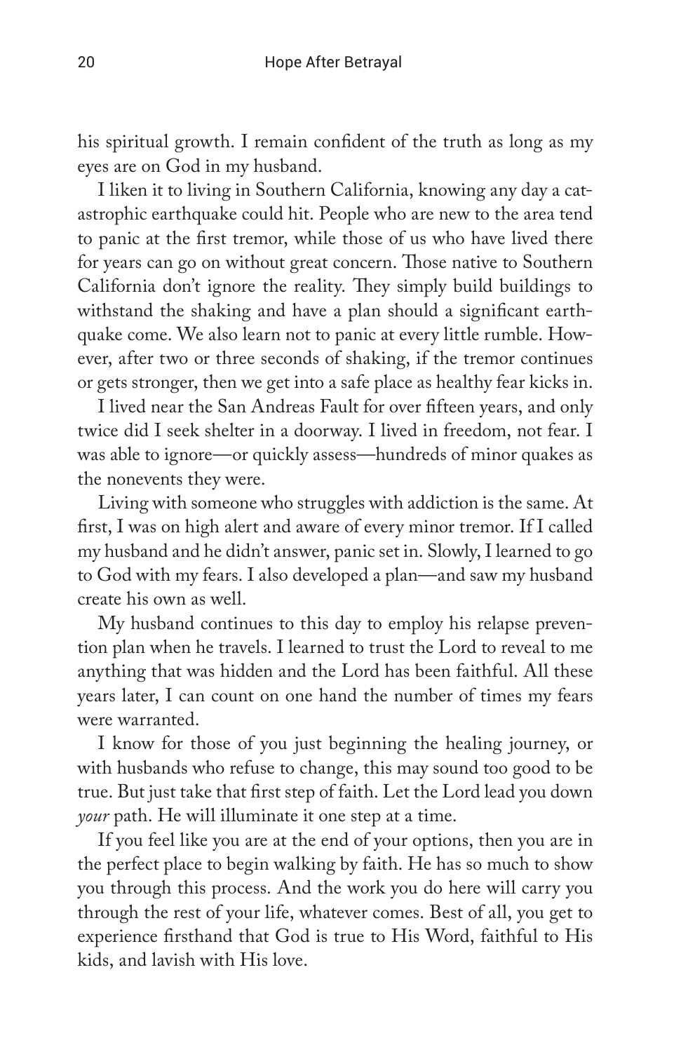his spiritual growth. I remain confident of the truth as long as my eyes are on God in my husband.

I liken it to living in Southern California, knowing any day a catastrophic earthquake could hit. People who are new to the area tend to panic at the first tremor, while those of us who have lived there for years can go on without great concern. Those native to Southern California don't ignore the reality. They simply build buildings to withstand the shaking and have a plan should a significant earthquake come. We also learn not to panic at every little rumble. However, after two or three seconds of shaking, if the tremor continues or gets stronger, then we get into a safe place as healthy fear kicks in.

I lived near the San Andreas Fault for over fifteen years, and only twice did I seek shelter in a doorway. I lived in freedom, not fear. I was able to ignore—or quickly assess—hundreds of minor quakes as the nonevents they were.

Living with someone who struggles with addiction is the same. At first, I was on high alert and aware of every minor tremor. If I called my husband and he didn't answer, panic set in. Slowly, I learned to go to God with my fears. I also developed a plan—and saw my husband create his own as well.

My husband continues to this day to employ his relapse prevention plan when he travels. I learned to trust the Lord to reveal to me anything that was hidden and the Lord has been faithful. All these years later, I can count on one hand the number of times my fears were warranted.

I know for those of you just beginning the healing journey, or with husbands who refuse to change, this may sound too good to be true. But just take that first step of faith. Let the Lord lead you down *your* path. He will illuminate it one step at a time.

If you feel like you are at the end of your options, then you are in the perfect place to begin walking by faith. He has so much to show you through this process. And the work you do here will carry you through the rest of your life, whatever comes. Best of all, you get to experience firsthand that God is true to His Word, faithful to His kids, and lavish with His love.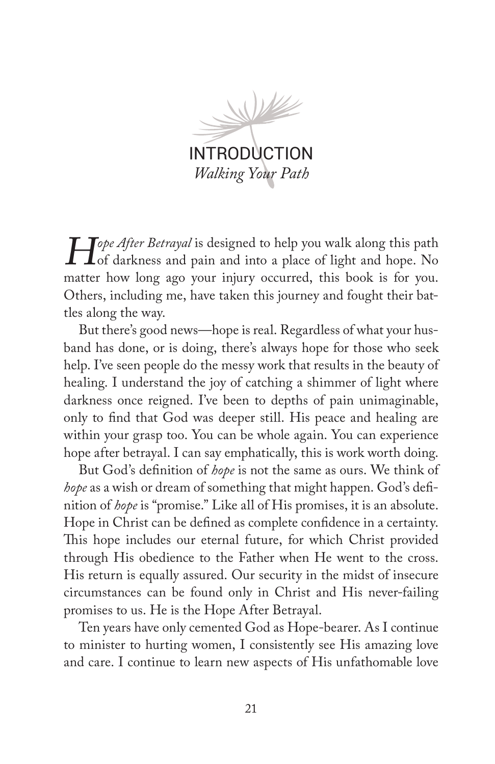# INTRODUCTION

## *Walking Your Path*

*Hope After Betrayal* is designed to help you walk along this path of darkness and pain and into a place of light and hope. No matter how long ago your injury occurred, this book is for you. Others, including me, have taken this journey and fought their battles along the way.

But there's good news—hope is real. Regardless of what your husband has done, or is doing, there's always hope for those who seek help. I've seen people do the messy work that results in the beauty of healing. I understand the joy of catching a shimmer of light where darkness once reigned. I've been to depths of pain unimaginable, only to find that God was deeper still. His peace and healing are within your grasp too. You can be whole again. You can experience hope after betrayal. I can say emphatically, this is work worth doing.

But God's definition of *hope* is not the same as ours. We think of *hope* as a wish or dream of something that might happen. God's definition of *hope* is "promise." Like all of His promises, it is an absolute. Hope in Christ can be defined as complete confidence in a certainty. This hope includes our eternal future, for which Christ provided through His obedience to the Father when He went to the cross. His return is equally assured. Our security in the midst of insecure circumstances can be found only in Christ and His never-failing promises to us. He is the Hope After Betrayal.

Ten years have only cemented God as Hope-bearer. As I continue to minister to hurting women, I consistently see His amazing love and care. I continue to learn new aspects of His unfathomable love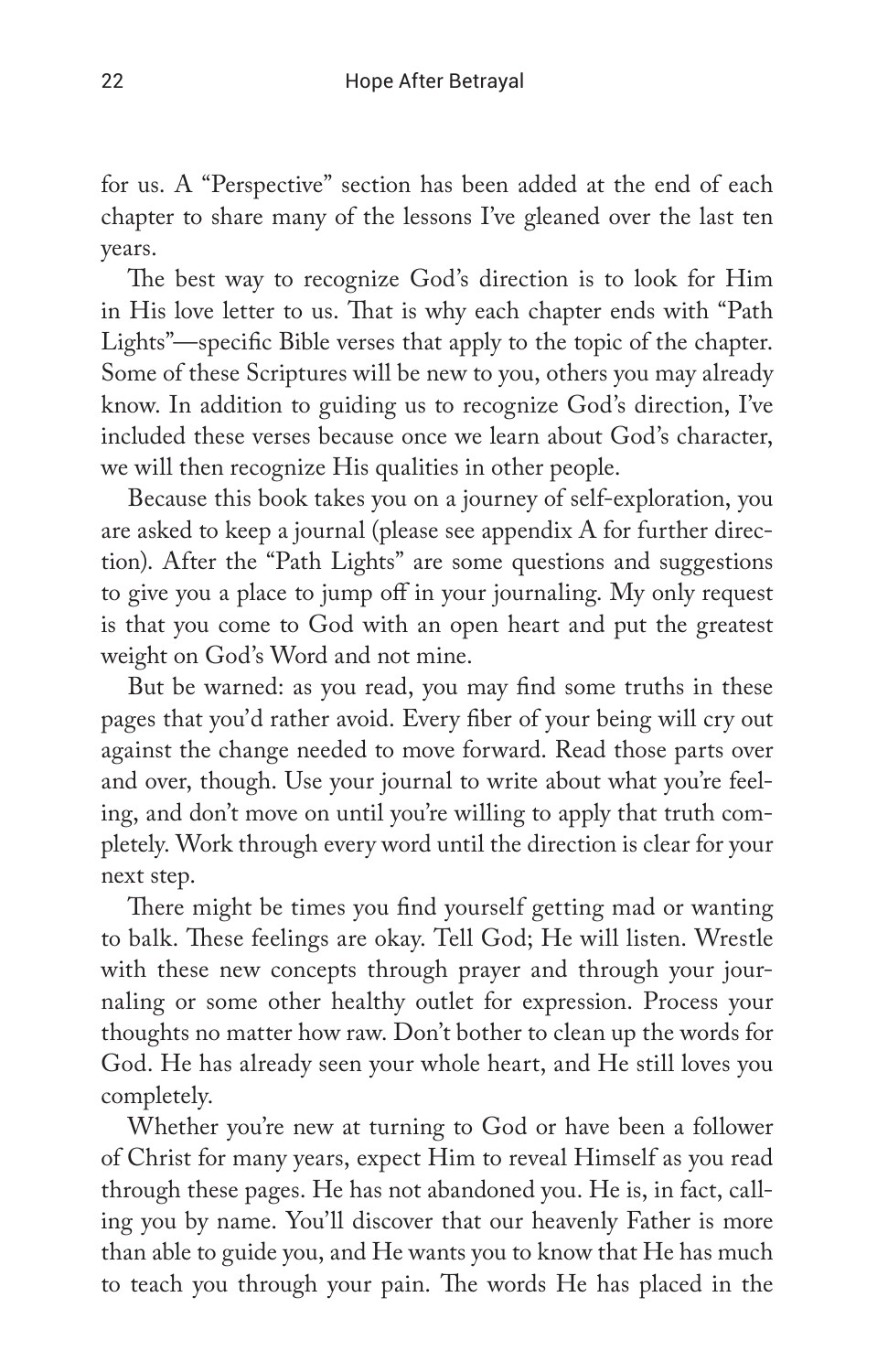for us. A "Perspective" section has been added at the end of each chapter to share many of the lessons I've gleaned over the last ten years.

The best way to recognize God's direction is to look for Him in His love letter to us. That is why each chapter ends with "Path Lights"—specific Bible verses that apply to the topic of the chapter. Some of these Scriptures will be new to you, others you may already know. In addition to guiding us to recognize God's direction, I've included these verses because once we learn about God's character, we will then recognize His qualities in other people.

Because this book takes you on a journey of self-exploration, you are asked to keep a journal (please see appendix A for further direction). After the "Path Lights" are some questions and suggestions to give you a place to jump off in your journaling. My only request is that you come to God with an open heart and put the greatest weight on God's Word and not mine.

But be warned: as you read, you may find some truths in these pages that you'd rather avoid. Every fiber of your being will cry out against the change needed to move forward. Read those parts over and over, though. Use your journal to write about what you're feeling, and don't move on until you're willing to apply that truth completely. Work through every word until the direction is clear for your next step.

There might be times you find yourself getting mad or wanting to balk. These feelings are okay. Tell God; He will listen. Wrestle with these new concepts through prayer and through your journaling or some other healthy outlet for expression. Process your thoughts no matter how raw. Don't bother to clean up the words for God. He has already seen your whole heart, and He still loves you completely.

Whether you're new at turning to God or have been a follower of Christ for many years, expect Him to reveal Himself as you read through these pages. He has not abandoned you. He is, in fact, calling you by name. You'll discover that our heavenly Father is more than able to guide you, and He wants you to know that He has much to teach you through your pain. The words He has placed in the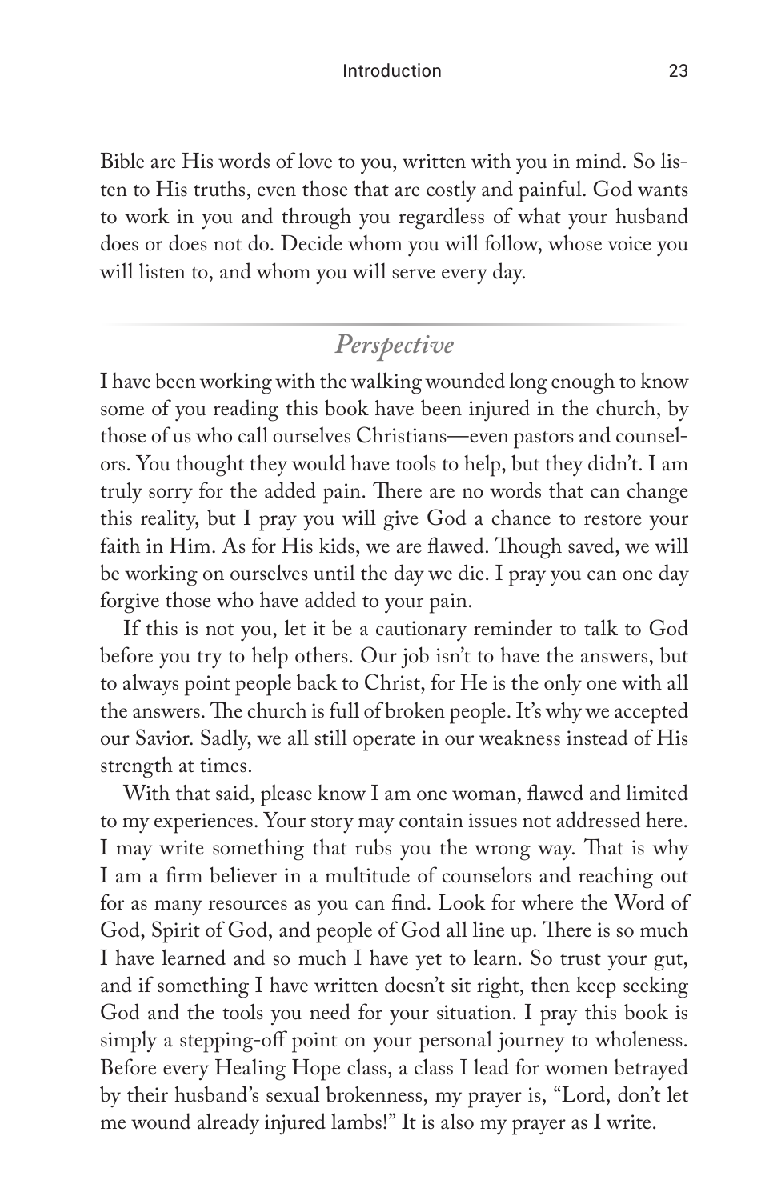Bible are His words of love to you, written with you in mind. So listen to His truths, even those that are costly and painful. God wants to work in you and through you regardless of what your husband does or does not do. Decide whom you will follow, whose voice you will listen to, and whom you will serve every day.

## *Perspective*

I have been working with the walking wounded long enough to know some of you reading this book have been injured in the church, by those of us who call ourselves Christians—even pastors and counselors. You thought they would have tools to help, but they didn't. I am truly sorry for the added pain. There are no words that can change this reality, but I pray you will give God a chance to restore your faith in Him. As for His kids, we are flawed. Though saved, we will be working on ourselves until the day we die. I pray you can one day forgive those who have added to your pain.

If this is not you, let it be a cautionary reminder to talk to God before you try to help others. Our job isn't to have the answers, but to always point people back to Christ, for He is the only one with all the answers. The church is full of broken people. It's why we accepted our Savior. Sadly, we all still operate in our weakness instead of His strength at times.

With that said, please know I am one woman, flawed and limited to my experiences. Your story may contain issues not addressed here. I may write something that rubs you the wrong way. That is why I am a firm believer in a multitude of counselors and reaching out for as many resources as you can find. Look for where the Word of God, Spirit of God, and people of God all line up. There is so much I have learned and so much I have yet to learn. So trust your gut, and if something I have written doesn't sit right, then keep seeking God and the tools you need for your situation. I pray this book is simply a stepping-off point on your personal journey to wholeness. Before every Healing Hope class, a class I lead for women betrayed by their husband's sexual brokenness, my prayer is, "Lord, don't let me wound already injured lambs!" It is also my prayer as I write.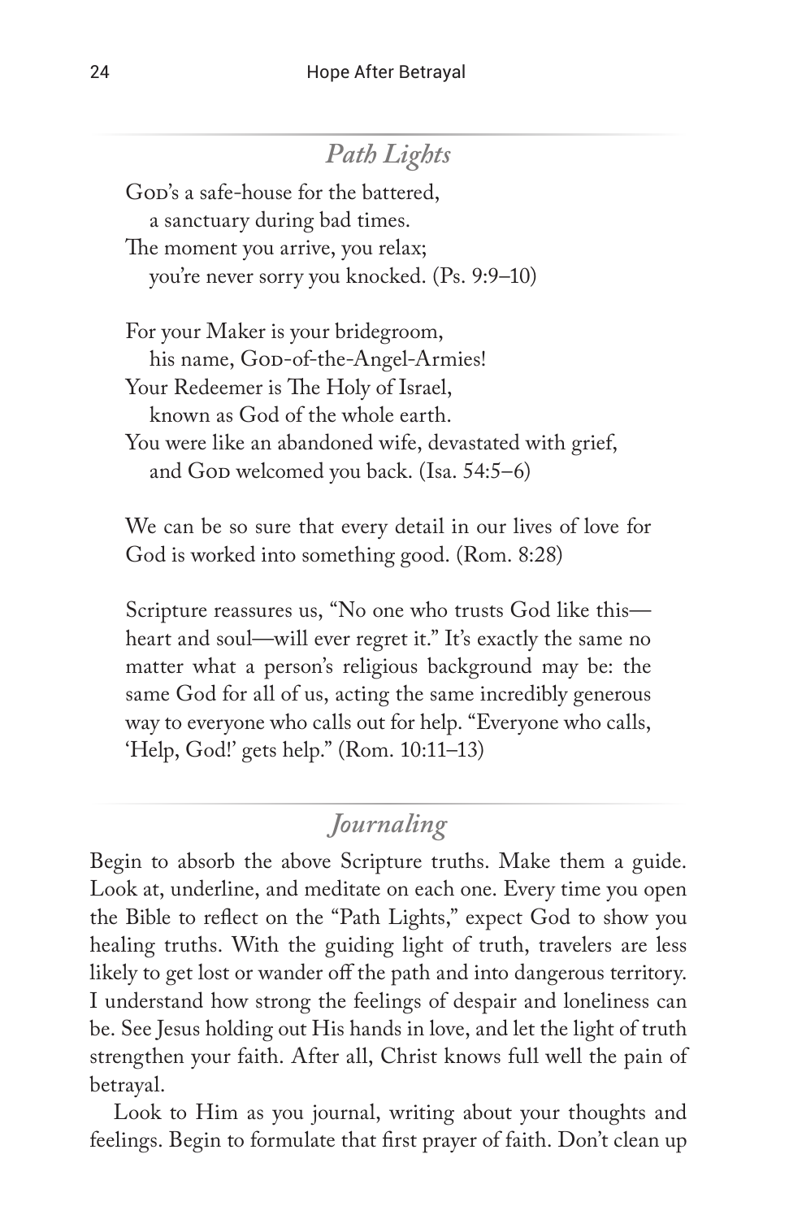## *Path Lights*

God's a safe-house for the battered,
 a sanctuary during bad times.
The moment you arrive, you relax;
 you're never sorry you knocked. (Ps. 9:9–10)

For your Maker is your bridegroom,
 his name, God-of-the-Angel-Armies!
Your Redeemer is The Holy of Israel,
 known as God of the whole earth.
You were like an abandoned wife, devastated with grief,
 and God welcomed you back. (Isa. 54:5–6)

We can be so sure that every detail in our lives of love for God is worked into something good. (Rom. 8:28)

Scripture reassures us, "No one who trusts God like this—heart and soul—will ever regret it." It's exactly the same no matter what a person's religious background may be: the same God for all of us, acting the same incredibly generous way to everyone who calls out for help. "Everyone who calls, 'Help, God!' gets help." (Rom. 10:11–13)

## *Journaling*

Begin to absorb the above Scripture truths. Make them a guide. Look at, underline, and meditate on each one. Every time you open the Bible to reflect on the "Path Lights," expect God to show you healing truths. With the guiding light of truth, travelers are less likely to get lost or wander off the path and into dangerous territory. I understand how strong the feelings of despair and loneliness can be. See Jesus holding out His hands in love, and let the light of truth strengthen your faith. After all, Christ knows full well the pain of betrayal.

Look to Him as you journal, writing about your thoughts and feelings. Begin to formulate that first prayer of faith. Don't clean up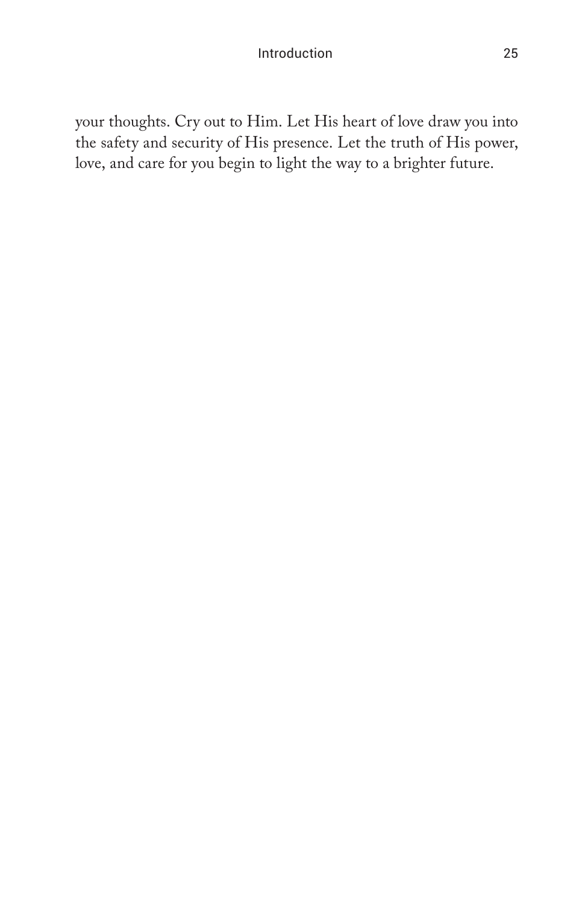your thoughts. Cry out to Him. Let His heart of love draw you into the safety and security of His presence. Let the truth of His power, love, and care for you begin to light the way to a brighter future.